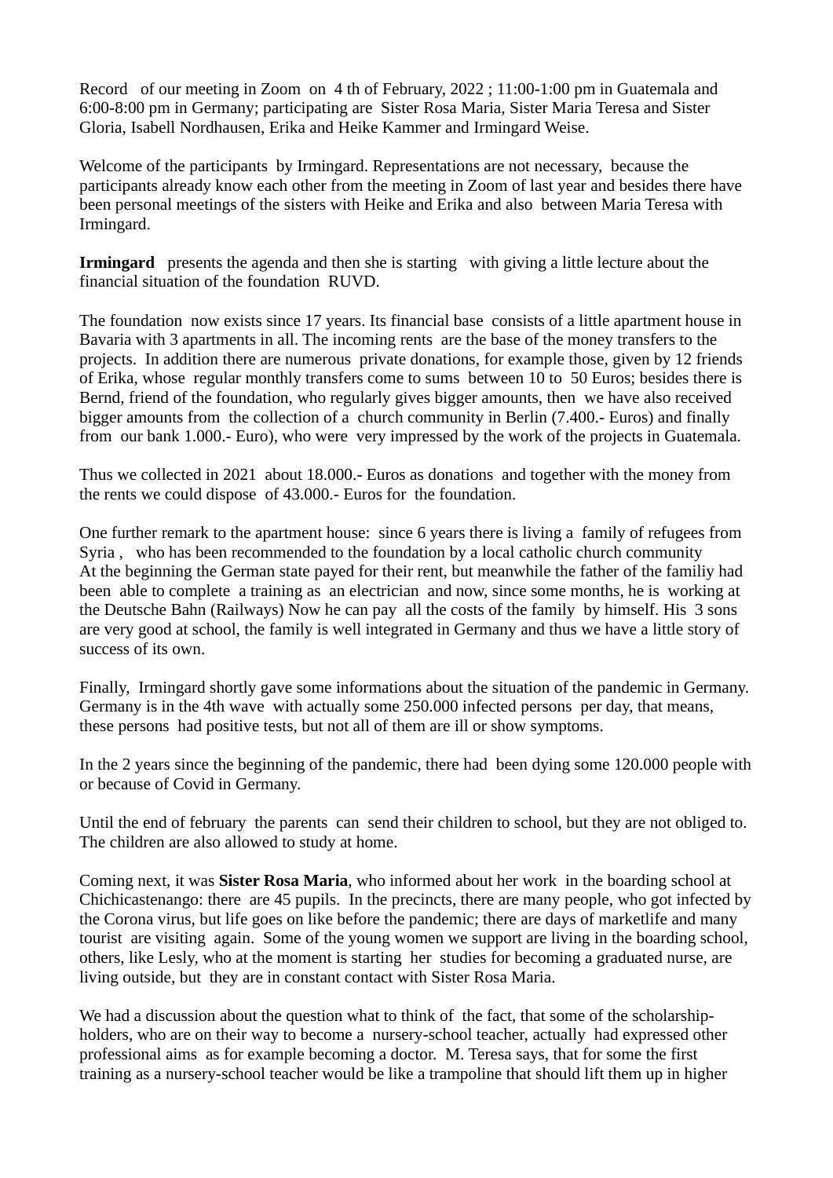Record of our meeting in Zoom on 4 th of February, 2022 ; 11:00-1:00 pm in Guatemala and 6:00-8:00 pm in Germany; participating are Sister Rosa Maria, Sister Maria Teresa and Sister Gloria, Isabell Nordhausen, Erika and Heike Kammer and Irmingard Weise.

Welcome of the participants by Irmingard. Representations are not necessary, because the participants already know each other from the meeting in Zoom of last year and besides there have been personal meetings of the sisters with Heike and Erika and also between Maria Teresa with Irmingard.

**Irmingard** presents the agenda and then she is starting with giving a little lecture about the financial situation of the foundation RUVD.

The foundation now exists since 17 years. Its financial base consists of a little apartment house in Bavaria with 3 apartments in all. The incoming rents are the base of the money transfers to the projects. In addition there are numerous private donations, for example those, given by 12 friends of Erika, whose regular monthly transfers come to sums between 10 to 50 Euros; besides there is Bernd, friend of the foundation, who regularly gives bigger amounts, then we have also received bigger amounts from the collection of a church community in Berlin (7.400.- Euros) and finally from our bank 1.000.- Euro), who were very impressed by the work of the projects in Guatemala.

Thus we collected in 2021 about 18.000.- Euros as donations and together with the money from the rents we could dispose of 43.000.- Euros for the foundation.

One further remark to the apartment house: since 6 years there is living a family of refugees from Syria , who has been recommended to the foundation by a local catholic church community
At the beginning the German state payed for their rent, but meanwhile the father of the familiy had been able to complete a training as an electrician and now, since some months, he is working at the Deutsche Bahn (Railways) Now he can pay all the costs of the family by himself. His 3 sons are very good at school, the family is well integrated in Germany and thus we have a little story of success of its own.

Finally, Irmingard shortly gave some informations about the situation of the pandemic in Germany. Germany is in the 4th wave with actually some 250.000 infected persons per day, that means, these persons had positive tests, but not all of them are ill or show symptoms.

In the 2 years since the beginning of the pandemic, there had been dying some 120.000 people with or because of Covid in Germany.

Until the end of february the parents can send their children to school, but they are not obliged to. The children are also allowed to study at home.

Coming next, it was **Sister Rosa Maria**, who informed about her work in the boarding school at Chichicastenango: there are 45 pupils. In the precincts, there are many people, who got infected by the Corona virus, but life goes on like before the pandemic; there are days of marketlife and many tourist are visiting again. Some of the young women we support are living in the boarding school, others, like Lesly, who at the moment is starting her studies for becoming a graduated nurse, are living outside, but they are in constant contact with Sister Rosa Maria.

We had a discussion about the question what to think of the fact, that some of the scholarship-holders, who are on their way to become a nursery-school teacher, actually had expressed other professional aims as for example becoming a doctor. M. Teresa says, that for some the first training as a nursery-school teacher would be like a trampoline that should lift them up in higher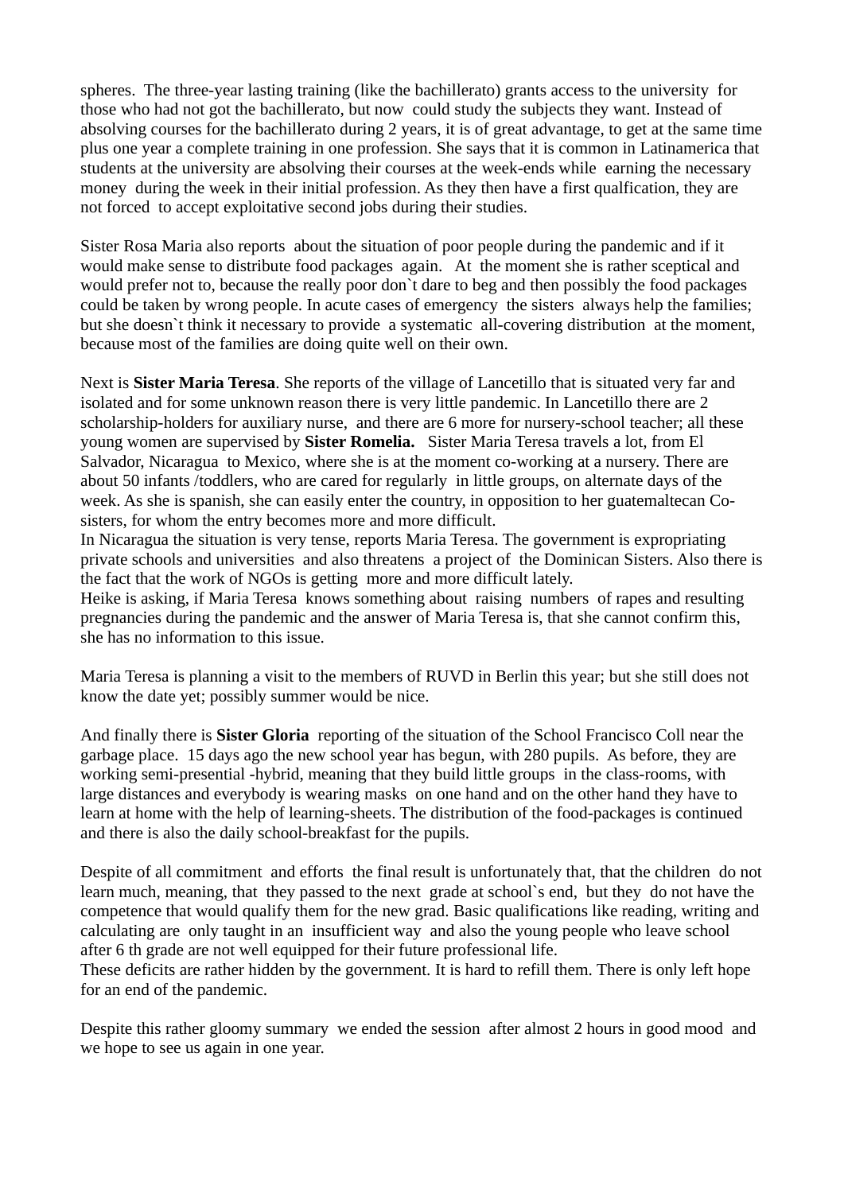spheres. The three-year lasting training (like the bachillerato) grants access to the university for those who had not got the bachillerato, but now could study the subjects they want. Instead of absolving courses for the bachillerato during 2 years, it is of great advantage, to get at the same time plus one year a complete training in one profession. She says that it is common in Latinamerica that students at the university are absolving their courses at the week-ends while earning the necessary money during the week in their initial profession. As they then have a first qualfication, they are not forced to accept exploitative second jobs during their studies.

Sister Rosa Maria also reports about the situation of poor people during the pandemic and if it would make sense to distribute food packages again. At the moment she is rather sceptical and would prefer not to, because the really poor don`t dare to beg and then possibly the food packages could be taken by wrong people. In acute cases of emergency the sisters always help the families; but she doesn`t think it necessary to provide a systematic all-covering distribution at the moment, because most of the families are doing quite well on their own.

Next is **Sister Maria Teresa**. She reports of the village of Lancetillo that is situated very far and isolated and for some unknown reason there is very little pandemic. In Lancetillo there are 2 scholarship-holders for auxiliary nurse, and there are 6 more for nursery-school teacher; all these young women are supervised by **Sister Romelia.** Sister Maria Teresa travels a lot, from El Salvador, Nicaragua to Mexico, where she is at the moment co-working at a nursery. There are about 50 infants /toddlers, who are cared for regularly in little groups, on alternate days of the week. As she is spanish, she can easily enter the country, in opposition to her guatemaltecan Co-sisters, for whom the entry becomes more and more difficult.
In Nicaragua the situation is very tense, reports Maria Teresa. The government is expropriating private schools and universities and also threatens a project of the Dominican Sisters. Also there is the fact that the work of NGOs is getting more and more difficult lately.
Heike is asking, if Maria Teresa knows something about raising numbers of rapes and resulting pregnancies during the pandemic and the answer of Maria Teresa is, that she cannot confirm this, she has no information to this issue.

Maria Teresa is planning a visit to the members of RUVD in Berlin this year; but she still does not know the date yet; possibly summer would be nice.

And finally there is **Sister Gloria** reporting of the situation of the School Francisco Coll near the garbage place. 15 days ago the new school year has begun, with 280 pupils. As before, they are working semi-presential -hybrid, meaning that they build little groups in the class-rooms, with large distances and everybody is wearing masks on one hand and on the other hand they have to learn at home with the help of learning-sheets. The distribution of the food-packages is continued and there is also the daily school-breakfast for the pupils.

Despite of all commitment and efforts the final result is unfortunately that, that the children do not learn much, meaning, that they passed to the next grade at school`s end, but they do not have the competence that would qualify them for the new grad. Basic qualifications like reading, writing and calculating are only taught in an insufficient way and also the young people who leave school after 6 th grade are not well equipped for their future professional life.
These deficits are rather hidden by the government. It is hard to refill them. There is only left hope for an end of the pandemic.

Despite this rather gloomy summary we ended the session after almost 2 hours in good mood and we hope to see us again in one year.